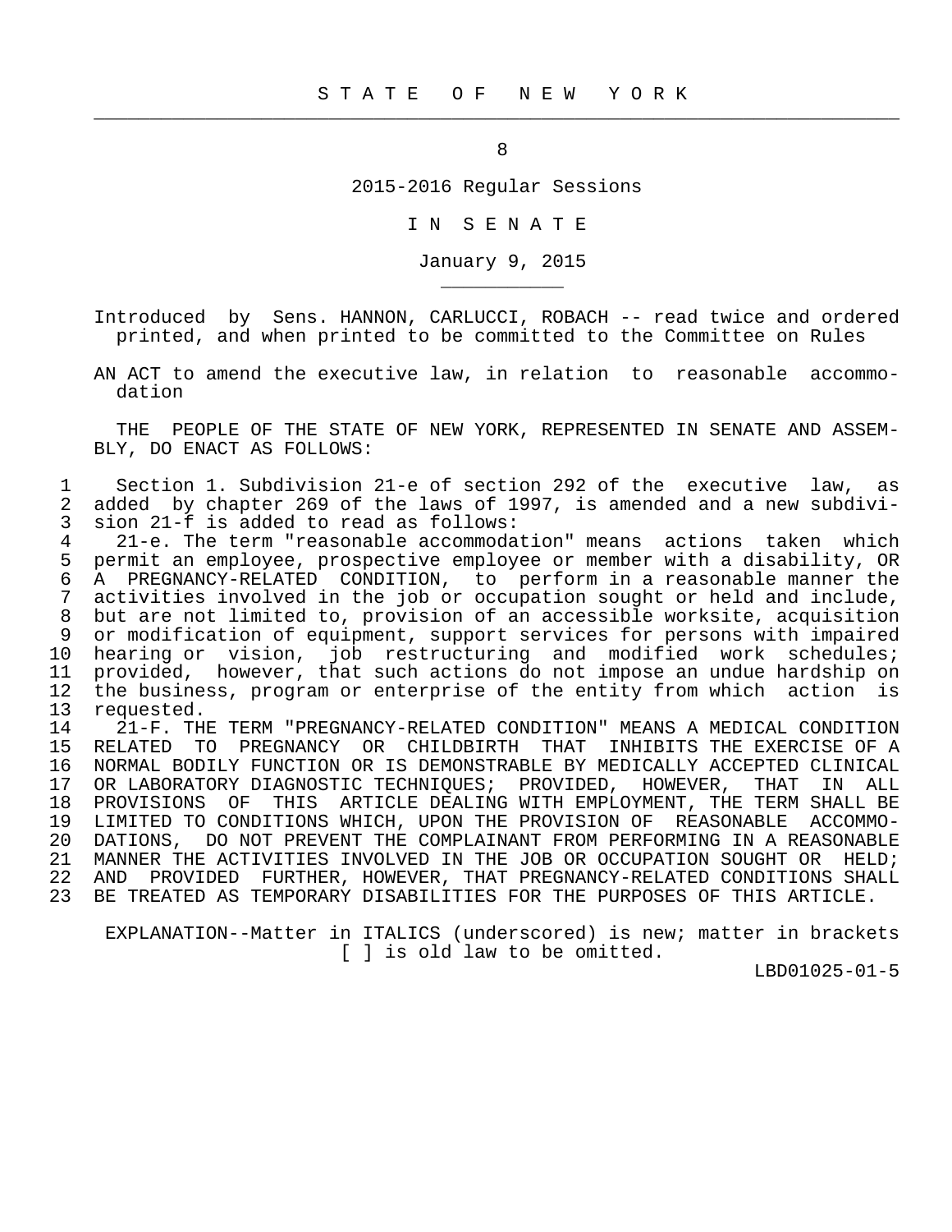# S T A T E O F N E W Y O R K

8

2015-2016 Regular Sessions

I N S E N A T E

January 9, 2015

Introduced by Sens. HANNON, CARLUCCI, ROBACH -- read twice and ordered printed, and when printed to be committed to the Committee on Rules

AN ACT to amend the executive law, in relation to reasonable accommodation

THE PEOPLE OF THE STATE OF NEW YORK, REPRESENTED IN SENATE AND ASSEMBLY, DO ENACT AS FOLLOWS:

1 Section 1. Subdivision 21-e of section 292 of the executive law, as
2 added by chapter 269 of the laws of 1997, is amended and a new subdivi-
3 sion 21-f is added to read as follows:
4 21-e. The term "reasonable accommodation" means actions taken which
5 permit an employee, prospective employee or member with a disability, OR
6 A PREGNANCY-RELATED CONDITION, to perform in a reasonable manner the
7 activities involved in the job or occupation sought or held and include,
8 but are not limited to, provision of an accessible worksite, acquisition
9 or modification of equipment, support services for persons with impaired
10 hearing or vision, job restructuring and modified work schedules;
11 provided, however, that such actions do not impose an undue hardship on
12 the business, program or enterprise of the entity from which action is
13 requested.
14 21-F. THE TERM "PREGNANCY-RELATED CONDITION" MEANS A MEDICAL CONDITION
15 RELATED TO PREGNANCY OR CHILDBIRTH THAT INHIBITS THE EXERCISE OF A
16 NORMAL BODILY FUNCTION OR IS DEMONSTRABLE BY MEDICALLY ACCEPTED CLINICAL
17 OR LABORATORY DIAGNOSTIC TECHNIQUES; PROVIDED, HOWEVER, THAT IN ALL
18 PROVISIONS OF THIS ARTICLE DEALING WITH EMPLOYMENT, THE TERM SHALL BE
19 LIMITED TO CONDITIONS WHICH, UPON THE PROVISION OF REASONABLE ACCOMMO-
20 DATIONS, DO NOT PREVENT THE COMPLAINANT FROM PERFORMING IN A REASONABLE
21 MANNER THE ACTIVITIES INVOLVED IN THE JOB OR OCCUPATION SOUGHT OR HELD;
22 AND PROVIDED FURTHER, HOWEVER, THAT PREGNANCY-RELATED CONDITIONS SHALL
23 BE TREATED AS TEMPORARY DISABILITIES FOR THE PURPOSES OF THIS ARTICLE.

EXPLANATION--Matter in ITALICS (underscored) is new; matter in brackets [ ] is old law to be omitted.

LBD01025-01-5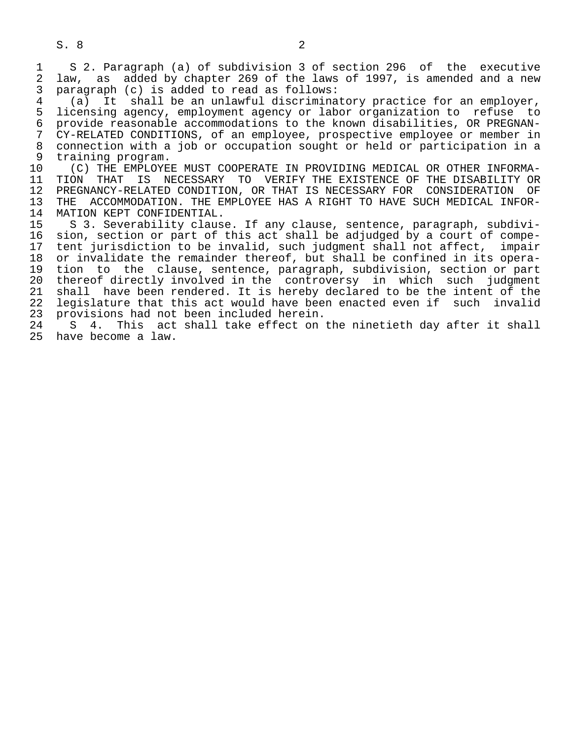S 2. Paragraph (a) of subdivision 3 of section 296 of the executive law, as added by chapter 269 of the laws of 1997, is amended and a new paragraph (c) is added to read as follows:

(a) It shall be an unlawful discriminatory practice for an employer, licensing agency, employment agency or labor organization to refuse to provide reasonable accommodations to the known disabilities, OR PREGNANCY-RELATED CONDITIONS, of an employee, prospective employee or member in connection with a job or occupation sought or held or participation in a training program.

(C) THE EMPLOYEE MUST COOPERATE IN PROVIDING MEDICAL OR OTHER INFORMATION THAT IS NECESSARY TO VERIFY THE EXISTENCE OF THE DISABILITY OR PREGNANCY-RELATED CONDITION, OR THAT IS NECESSARY FOR CONSIDERATION OF THE ACCOMMODATION. THE EMPLOYEE HAS A RIGHT TO HAVE SUCH MEDICAL INFORMATION KEPT CONFIDENTIAL.

S 3. Severability clause. If any clause, sentence, paragraph, subdivision, section or part of this act shall be adjudged by a court of competent jurisdiction to be invalid, such judgment shall not affect, impair or invalidate the remainder thereof, but shall be confined in its operation to the clause, sentence, paragraph, subdivision, section or part thereof directly involved in the controversy in which such judgment shall have been rendered. It is hereby declared to be the intent of the legislature that this act would have been enacted even if such invalid provisions had not been included herein.

S 4. This act shall take effect on the ninetieth day after it shall have become a law.